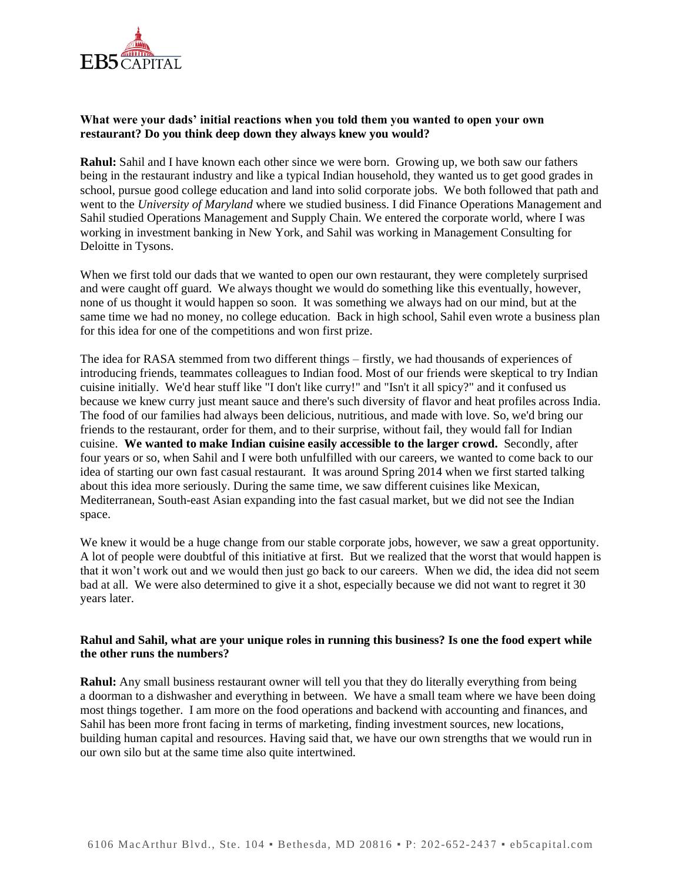**What were your dads' initial reactions when you told them you wanted to open your own restaurant? Do you think deep down they always knew you would?**

**Rahul:** Sahil and I have known each other since we were born. Growing up, we both saw our fathers being in the restaurant industry and like a typical Indian household, they wanted us to get good grades in school, pursue good college education and land into solid corporate jobs. We both followed that path and went to the *University of Maryland* where we studied business. I did Finance Operations Management and Sahil studied Operations Management and Supply Chain. We entered the corporate world, where I was working in investment banking in New York, and Sahil was working in Management Consulting for Deloitte in Tysons.

When we first told our dads that we wanted to open our own restaurant, they were completely surprised and were caught off guard. We always thought we would do something like this eventually, however, none of us thought it would happen so soon. It was something we always had on our mind, but at the same time we had no money, no college education. Back in high school, Sahil even wrote a business plan for this idea for one of the competitions and won first prize.

The idea for RASA stemmed from two different things – firstly, we had thousands of experiences of introducing friends, teammates colleagues to Indian food. Most of our friends were skeptical to try Indian cuisine initially. We'd hear stuff like "I don't like curry!" and "Isn't it all spicy?" and it confused us because we knew curry just meant sauce and there's such diversity of flavor and heat profiles across India. The food of our families had always been delicious, nutritious, and made with love. So, we'd bring our friends to the restaurant, order for them, and to their surprise, without fail, they would fall for Indian cuisine. **We wanted to make Indian cuisine easily accessible to the larger crowd.** Secondly, after four years or so, when Sahil and I were both unfulfilled with our careers, we wanted to come back to our idea of starting our own fast casual restaurant. It was around Spring 2014 when we first started talking about this idea more seriously. During the same time, we saw different cuisines like Mexican, Mediterranean, South-east Asian expanding into the fast casual market, but we did not see the Indian space.

We knew it would be a huge change from our stable corporate jobs, however, we saw a great opportunity. A lot of people were doubtful of this initiative at first. But we realized that the worst that would happen is that it won't work out and we would then just go back to our careers. When we did, the idea did not seem bad at all. We were also determined to give it a shot, especially because we did not want to regret it 30 years later.

**Rahul and Sahil, what are your unique roles in running this business? Is one the food expert while the other runs the numbers?**

**Rahul:** Any small business restaurant owner will tell you that they do literally everything from being a doorman to a dishwasher and everything in between. We have a small team where we have been doing most things together. I am more on the food operations and backend with accounting and finances, and Sahil has been more front facing in terms of marketing, finding investment sources, new locations, building human capital and resources. Having said that, we have our own strengths that we would run in our own silo but at the same time also quite intertwined.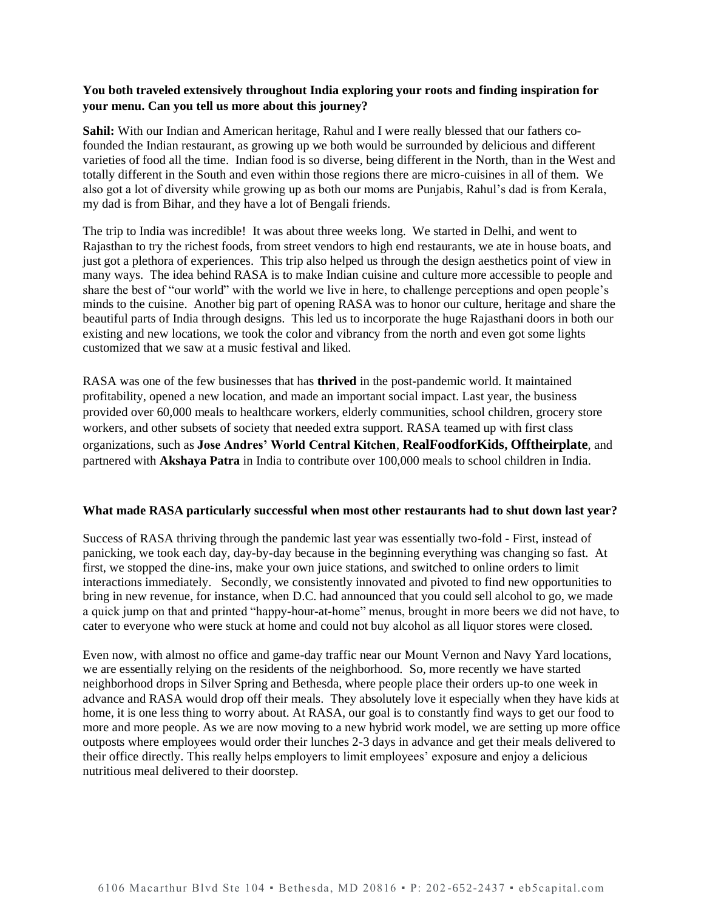**You both traveled extensively throughout India exploring your roots and finding inspiration for your menu. Can you tell us more about this journey?**

**Sahil:** With our Indian and American heritage, Rahul and I were really blessed that our fathers co-founded the Indian restaurant, as growing up we both would be surrounded by delicious and different varieties of food all the time. Indian food is so diverse, being different in the North, than in the West and totally different in the South and even within those regions there are micro-cuisines in all of them. We also got a lot of diversity while growing up as both our moms are Punjabis, Rahul's dad is from Kerala, my dad is from Bihar, and they have a lot of Bengali friends.

The trip to India was incredible! It was about three weeks long. We started in Delhi, and went to Rajasthan to try the richest foods, from street vendors to high end restaurants, we ate in house boats, and just got a plethora of experiences. This trip also helped us through the design aesthetics point of view in many ways. The idea behind RASA is to make Indian cuisine and culture more accessible to people and share the best of "our world" with the world we live in here, to challenge perceptions and open people's minds to the cuisine. Another big part of opening RASA was to honor our culture, heritage and share the beautiful parts of India through designs. This led us to incorporate the huge Rajasthani doors in both our existing and new locations, we took the color and vibrancy from the north and even got some lights customized that we saw at a music festival and liked.

RASA was one of the few businesses that has **thrived** in the post-pandemic world. It maintained profitability, opened a new location, and made an important social impact. Last year, the business provided over 60,000 meals to healthcare workers, elderly communities, school children, grocery store workers, and other subsets of society that needed extra support. RASA teamed up with first class organizations, such as **Jose Andres' World Central Kitchen**, **RealFoodforKids, Offtheirplate**, and partnered with **Akshaya Patra** in India to contribute over 100,000 meals to school children in India.

**What made RASA particularly successful when most other restaurants had to shut down last year?**

Success of RASA thriving through the pandemic last year was essentially two-fold - First, instead of panicking, we took each day, day-by-day because in the beginning everything was changing so fast. At first, we stopped the dine-ins, make your own juice stations, and switched to online orders to limit interactions immediately. Secondly, we consistently innovated and pivoted to find new opportunities to bring in new revenue, for instance, when D.C. had announced that you could sell alcohol to go, we made a quick jump on that and printed "happy-hour-at-home" menus, brought in more beers we did not have, to cater to everyone who were stuck at home and could not buy alcohol as all liquor stores were closed.

Even now, with almost no office and game-day traffic near our Mount Vernon and Navy Yard locations, we are essentially relying on the residents of the neighborhood. So, more recently we have started neighborhood drops in Silver Spring and Bethesda, where people place their orders up-to one week in advance and RASA would drop off their meals. They absolutely love it especially when they have kids at home, it is one less thing to worry about. At RASA, our goal is to constantly find ways to get our food to more and more people. As we are now moving to a new hybrid work model, we are setting up more office outposts where employees would order their lunches 2-3 days in advance and get their meals delivered to their office directly. This really helps employers to limit employees' exposure and enjoy a delicious nutritious meal delivered to their doorstep.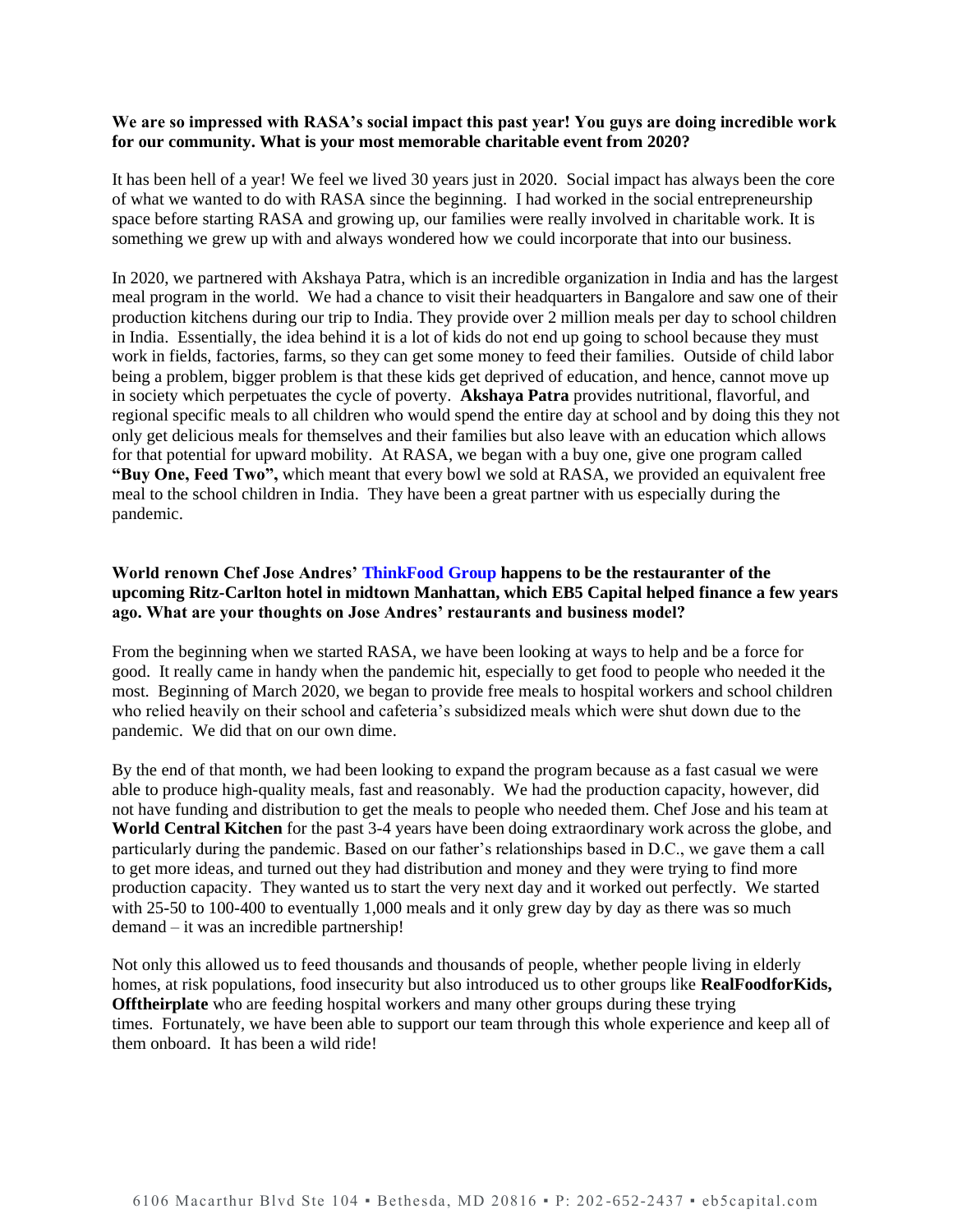**We are so impressed with RASA's social impact this past year! You guys are doing incredible work for our community. What is your most memorable charitable event from 2020?**

It has been hell of a year! We feel we lived 30 years just in 2020. Social impact has always been the core of what we wanted to do with RASA since the beginning. I had worked in the social entrepreneurship space before starting RASA and growing up, our families were really involved in charitable work. It is something we grew up with and always wondered how we could incorporate that into our business.

In 2020, we partnered with Akshaya Patra, which is an incredible organization in India and has the largest meal program in the world. We had a chance to visit their headquarters in Bangalore and saw one of their production kitchens during our trip to India. They provide over 2 million meals per day to school children in India. Essentially, the idea behind it is a lot of kids do not end up going to school because they must work in fields, factories, farms, so they can get some money to feed their families. Outside of child labor being a problem, bigger problem is that these kids get deprived of education, and hence, cannot move up in society which perpetuates the cycle of poverty. **Akshaya Patra** provides nutritional, flavorful, and regional specific meals to all children who would spend the entire day at school and by doing this they not only get delicious meals for themselves and their families but also leave with an education which allows for that potential for upward mobility. At RASA, we began with a buy one, give one program called **"Buy One, Feed Two",** which meant that every bowl we sold at RASA, we provided an equivalent free meal to the school children in India. They have been a great partner with us especially during the pandemic.

**World renown Chef Jose Andres' ThinkFood Group happens to be the restauranter of the upcoming Ritz-Carlton hotel in midtown Manhattan, which EB5 Capital helped finance a few years ago. What are your thoughts on Jose Andres' restaurants and business model?**

From the beginning when we started RASA, we have been looking at ways to help and be a force for good. It really came in handy when the pandemic hit, especially to get food to people who needed it the most. Beginning of March 2020, we began to provide free meals to hospital workers and school children who relied heavily on their school and cafeteria's subsidized meals which were shut down due to the pandemic. We did that on our own dime.

By the end of that month, we had been looking to expand the program because as a fast casual we were able to produce high-quality meals, fast and reasonably. We had the production capacity, however, did not have funding and distribution to get the meals to people who needed them. Chef Jose and his team at **World Central Kitchen** for the past 3-4 years have been doing extraordinary work across the globe, and particularly during the pandemic. Based on our father's relationships based in D.C., we gave them a call to get more ideas, and turned out they had distribution and money and they were trying to find more production capacity. They wanted us to start the very next day and it worked out perfectly. We started with 25-50 to 100-400 to eventually 1,000 meals and it only grew day by day as there was so much demand – it was an incredible partnership!

Not only this allowed us to feed thousands and thousands of people, whether people living in elderly homes, at risk populations, food insecurity but also introduced us to other groups like **RealFoodforKids, Offtheirplate** who are feeding hospital workers and many other groups during these trying times. Fortunately, we have been able to support our team through this whole experience and keep all of them onboard. It has been a wild ride!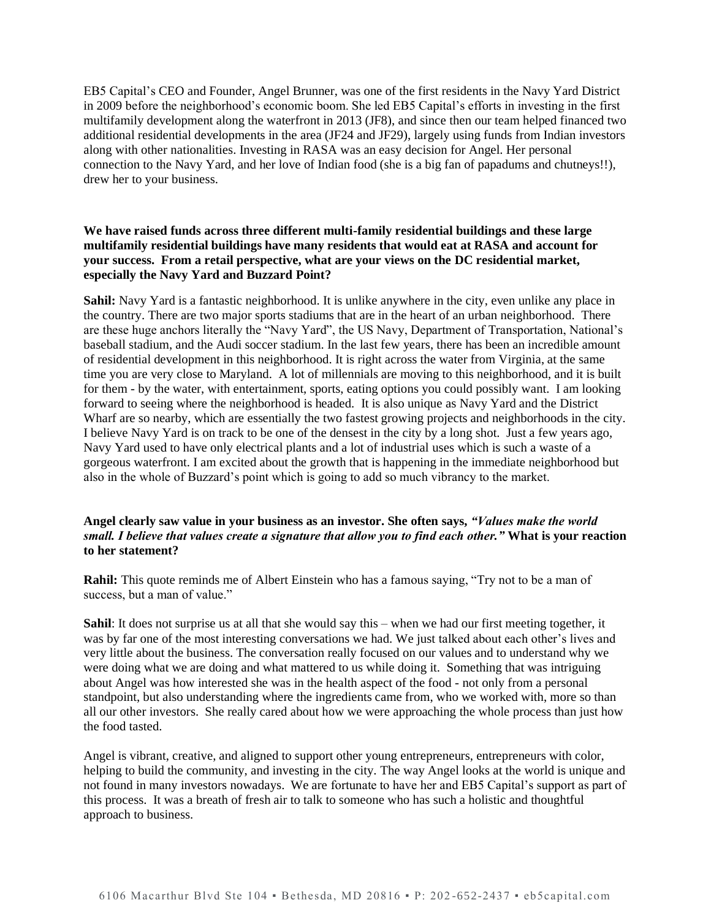EB5 Capital's CEO and Founder, Angel Brunner, was one of the first residents in the Navy Yard District in 2009 before the neighborhood's economic boom. She led EB5 Capital's efforts in investing in the first multifamily development along the waterfront in 2013 (JF8), and since then our team helped financed two additional residential developments in the area (JF24 and JF29), largely using funds from Indian investors along with other nationalities. Investing in RASA was an easy decision for Angel. Her personal connection to the Navy Yard, and her love of Indian food (she is a big fan of papadums and chutneys!!), drew her to your business.

**We have raised funds across three different multi-family residential buildings and these large multifamily residential buildings have many residents that would eat at RASA and account for your success. From a retail perspective, what are your views on the DC residential market, especially the Navy Yard and Buzzard Point?**

**Sahil:** Navy Yard is a fantastic neighborhood. It is unlike anywhere in the city, even unlike any place in the country. There are two major sports stadiums that are in the heart of an urban neighborhood. There are these huge anchors literally the "Navy Yard", the US Navy, Department of Transportation, National's baseball stadium, and the Audi soccer stadium. In the last few years, there has been an incredible amount of residential development in this neighborhood. It is right across the water from Virginia, at the same time you are very close to Maryland. A lot of millennials are moving to this neighborhood, and it is built for them - by the water, with entertainment, sports, eating options you could possibly want. I am looking forward to seeing where the neighborhood is headed. It is also unique as Navy Yard and the District Wharf are so nearby, which are essentially the two fastest growing projects and neighborhoods in the city. I believe Navy Yard is on track to be one of the densest in the city by a long shot. Just a few years ago, Navy Yard used to have only electrical plants and a lot of industrial uses which is such a waste of a gorgeous waterfront. I am excited about the growth that is happening in the immediate neighborhood but also in the whole of Buzzard's point which is going to add so much vibrancy to the market.

**Angel clearly saw value in your business as an investor. She often says, *"Values make the world small. I believe that values create a signature that allow you to find each other."* What is your reaction to her statement?**

**Rahil:** This quote reminds me of Albert Einstein who has a famous saying, "Try not to be a man of success, but a man of value."

**Sahil**: It does not surprise us at all that she would say this – when we had our first meeting together, it was by far one of the most interesting conversations we had. We just talked about each other's lives and very little about the business. The conversation really focused on our values and to understand why we were doing what we are doing and what mattered to us while doing it. Something that was intriguing about Angel was how interested she was in the health aspect of the food - not only from a personal standpoint, but also understanding where the ingredients came from, who we worked with, more so than all our other investors. She really cared about how we were approaching the whole process than just how the food tasted.

Angel is vibrant, creative, and aligned to support other young entrepreneurs, entrepreneurs with color, helping to build the community, and investing in the city. The way Angel looks at the world is unique and not found in many investors nowadays. We are fortunate to have her and EB5 Capital's support as part of this process. It was a breath of fresh air to talk to someone who has such a holistic and thoughtful approach to business.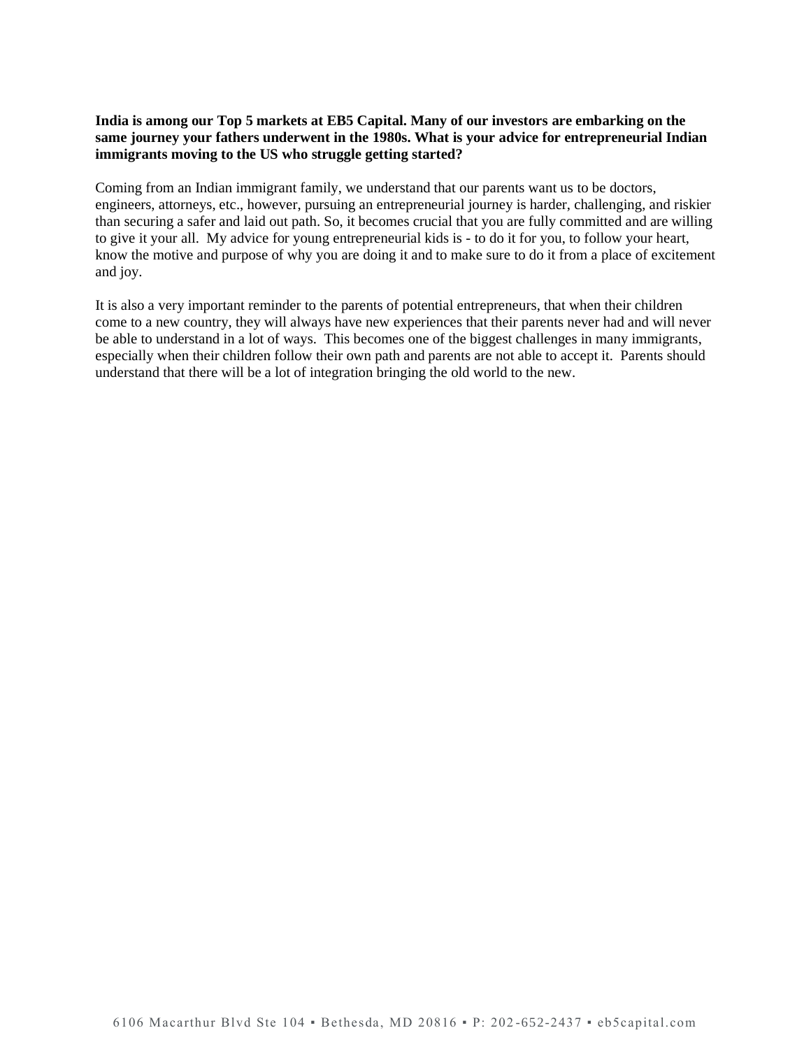**India is among our Top 5 markets at EB5 Capital. Many of our investors are embarking on the same journey your fathers underwent in the 1980s. What is your advice for entrepreneurial Indian immigrants moving to the US who struggle getting started?**

Coming from an Indian immigrant family, we understand that our parents want us to be doctors, engineers, attorneys, etc., however, pursuing an entrepreneurial journey is harder, challenging, and riskier than securing a safer and laid out path. So, it becomes crucial that you are fully committed and are willing to give it your all. My advice for young entrepreneurial kids is - to do it for you, to follow your heart, know the motive and purpose of why you are doing it and to make sure to do it from a place of excitement and joy.

It is also a very important reminder to the parents of potential entrepreneurs, that when their children come to a new country, they will always have new experiences that their parents never had and will never be able to understand in a lot of ways. This becomes one of the biggest challenges in many immigrants, especially when their children follow their own path and parents are not able to accept it. Parents should understand that there will be a lot of integration bringing the old world to the new.